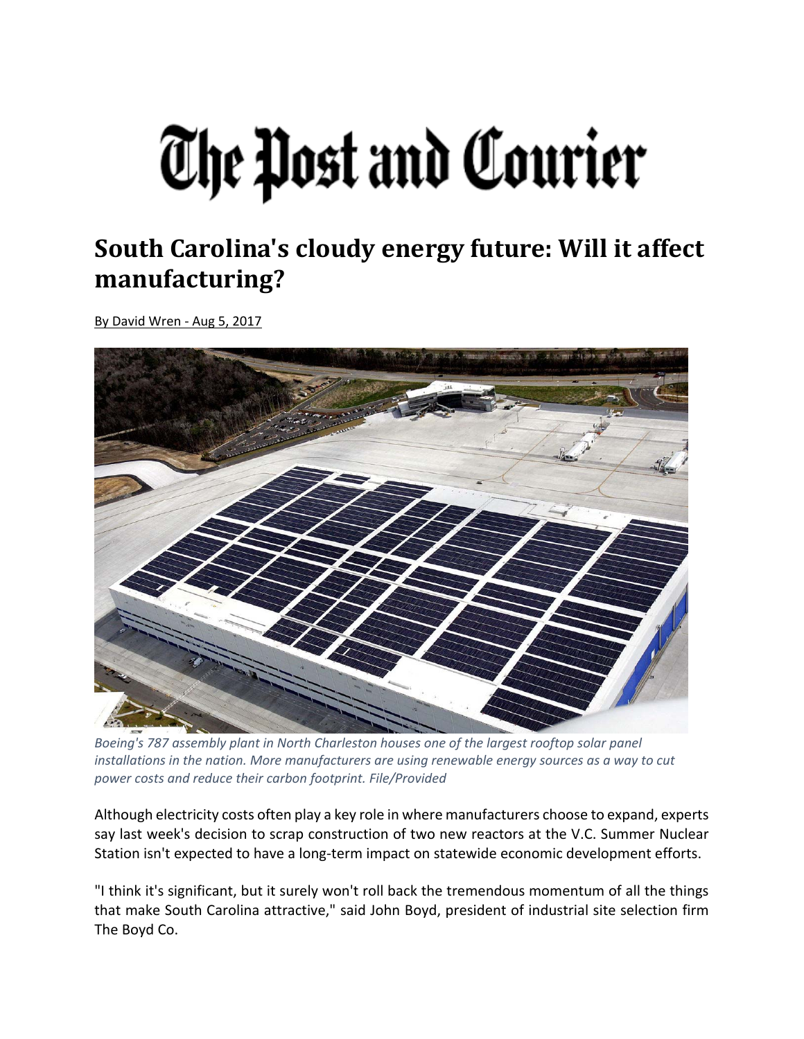# The Post and Courier

## South Carolina's cloudy energy future: Will it affect manufacturing?

By David Wren - Aug 5, 2017

*Boeing's 787 assembly plant in North Charleston houses one of the largest rooftop solar panel installations in the nation. More manufacturers are using renewable energy sources as a way to cut power costs and reduce their carbon footprint. File/Provided*

Although electricity costs often play a key role in where manufacturers choose to expand, experts say last week's decision to scrap construction of two new reactors at the V.C. Summer Nuclear Station isn't expected to have a long-term impact on statewide economic development efforts.

"I think it's significant, but it surely won't roll back the tremendous momentum of all the things that make South Carolina attractive," said John Boyd, president of industrial site selection firm The Boyd Co.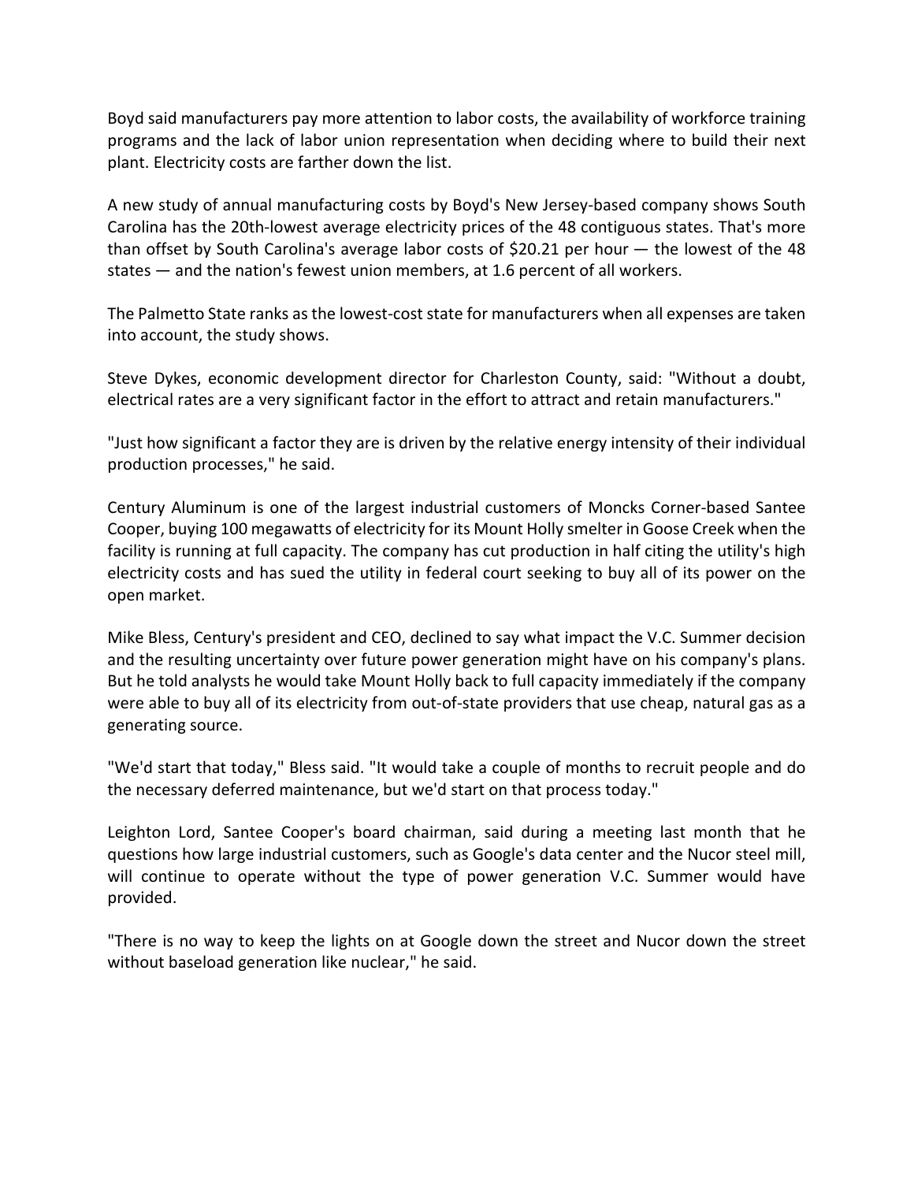Boyd said manufacturers pay more attention to labor costs, the availability of workforce training programs and the lack of labor union representation when deciding where to build their next plant. Electricity costs are farther down the list.

A new study of annual manufacturing costs by Boyd's New Jersey-based company shows South Carolina has the 20th-lowest average electricity prices of the 48 contiguous states. That's more than offset by South Carolina's average labor costs of $20.21 per hour — the lowest of the 48 states — and the nation's fewest union members, at 1.6 percent of all workers.

The Palmetto State ranks as the lowest-cost state for manufacturers when all expenses are taken into account, the study shows.

Steve Dykes, economic development director for Charleston County, said: "Without a doubt, electrical rates are a very significant factor in the effort to attract and retain manufacturers."

"Just how significant a factor they are is driven by the relative energy intensity of their individual production processes," he said.

Century Aluminum is one of the largest industrial customers of Moncks Corner-based Santee Cooper, buying 100 megawatts of electricity for its Mount Holly smelter in Goose Creek when the facility is running at full capacity. The company has cut production in half citing the utility's high electricity costs and has sued the utility in federal court seeking to buy all of its power on the open market.

Mike Bless, Century's president and CEO, declined to say what impact the V.C. Summer decision and the resulting uncertainty over future power generation might have on his company's plans. But he told analysts he would take Mount Holly back to full capacity immediately if the company were able to buy all of its electricity from out-of-state providers that use cheap, natural gas as a generating source.

"We'd start that today," Bless said. "It would take a couple of months to recruit people and do the necessary deferred maintenance, but we'd start on that process today."

Leighton Lord, Santee Cooper's board chairman, said during a meeting last month that he questions how large industrial customers, such as Google's data center and the Nucor steel mill, will continue to operate without the type of power generation V.C. Summer would have provided.

"There is no way to keep the lights on at Google down the street and Nucor down the street without baseload generation like nuclear," he said.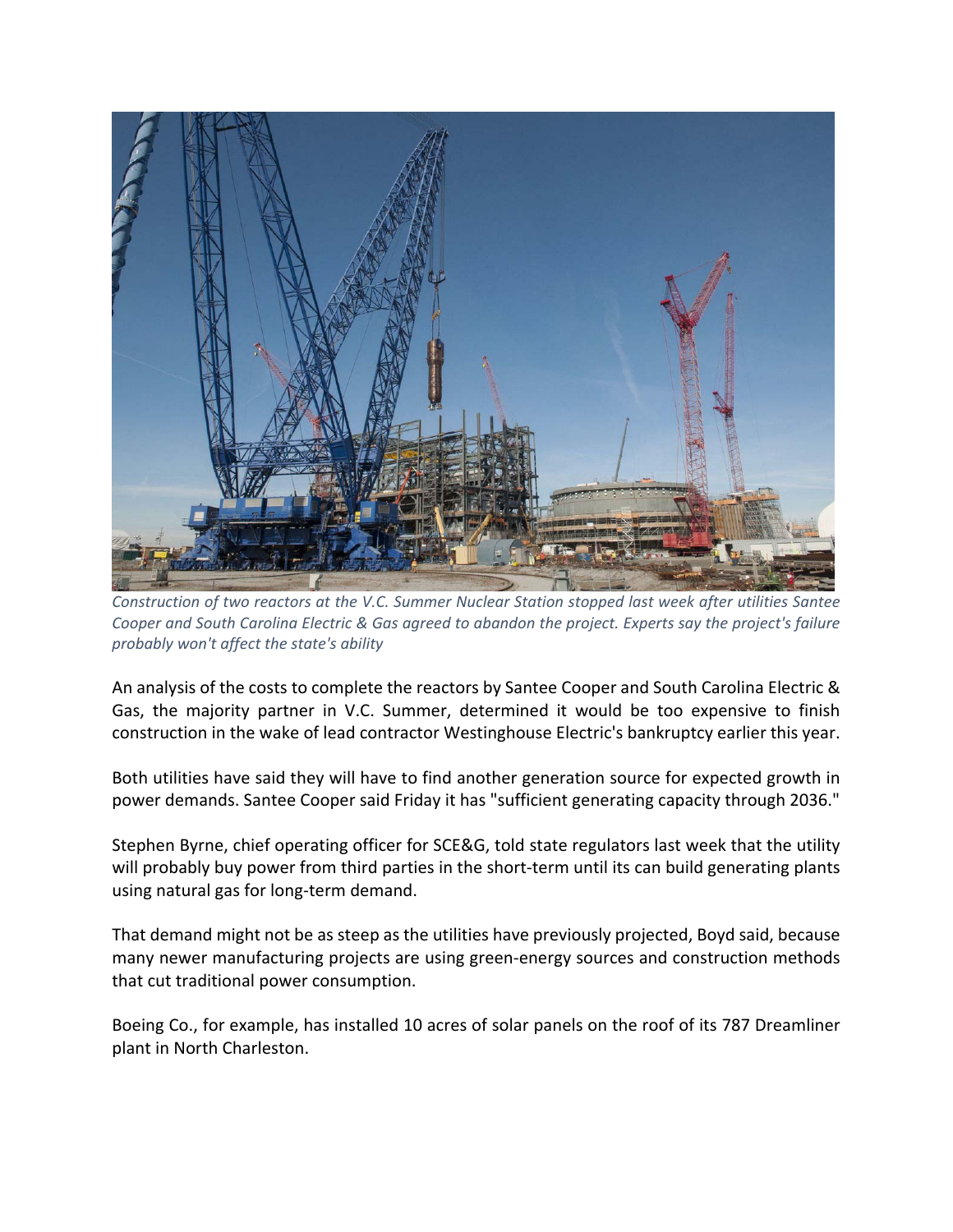*Construction of two reactors at the V.C. Summer Nuclear Station stopped last week after utilities Santee Cooper and South Carolina Electric & Gas agreed to abandon the project. Experts say the project's failure probably won't affect the state's ability*

An analysis of the costs to complete the reactors by Santee Cooper and South Carolina Electric & Gas, the majority partner in V.C. Summer, determined it would be too expensive to finish construction in the wake of lead contractor Westinghouse Electric's bankruptcy earlier this year.

Both utilities have said they will have to find another generation source for expected growth in power demands. Santee Cooper said Friday it has "sufficient generating capacity through 2036."

Stephen Byrne, chief operating officer for SCE&G, told state regulators last week that the utility will probably buy power from third parties in the short-term until its can build generating plants using natural gas for long-term demand.

That demand might not be as steep as the utilities have previously projected, Boyd said, because many newer manufacturing projects are using green-energy sources and construction methods that cut traditional power consumption.

Boeing Co., for example, has installed 10 acres of solar panels on the roof of its 787 Dreamliner plant in North Charleston.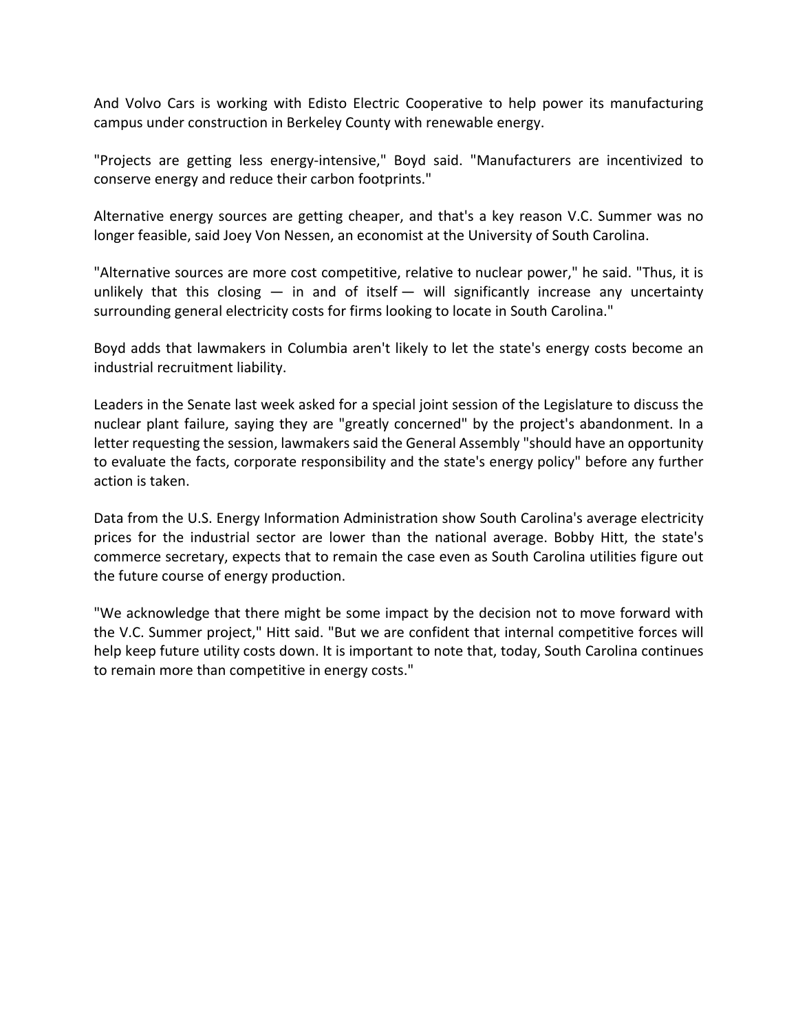And Volvo Cars is working with Edisto Electric Cooperative to help power its manufacturing campus under construction in Berkeley County with renewable energy.

"Projects are getting less energy-intensive," Boyd said. "Manufacturers are incentivized to conserve energy and reduce their carbon footprints."

Alternative energy sources are getting cheaper, and that's a key reason V.C. Summer was no longer feasible, said Joey Von Nessen, an economist at the University of South Carolina.

"Alternative sources are more cost competitive, relative to nuclear power," he said. "Thus, it is unlikely that this closing — in and of itself — will significantly increase any uncertainty surrounding general electricity costs for firms looking to locate in South Carolina."

Boyd adds that lawmakers in Columbia aren't likely to let the state's energy costs become an industrial recruitment liability.

Leaders in the Senate last week asked for a special joint session of the Legislature to discuss the nuclear plant failure, saying they are "greatly concerned" by the project's abandonment. In a letter requesting the session, lawmakers said the General Assembly "should have an opportunity to evaluate the facts, corporate responsibility and the state's energy policy" before any further action is taken.

Data from the U.S. Energy Information Administration show South Carolina's average electricity prices for the industrial sector are lower than the national average. Bobby Hitt, the state's commerce secretary, expects that to remain the case even as South Carolina utilities figure out the future course of energy production.

"We acknowledge that there might be some impact by the decision not to move forward with the V.C. Summer project," Hitt said. "But we are confident that internal competitive forces will help keep future utility costs down. It is important to note that, today, South Carolina continues to remain more than competitive in energy costs."